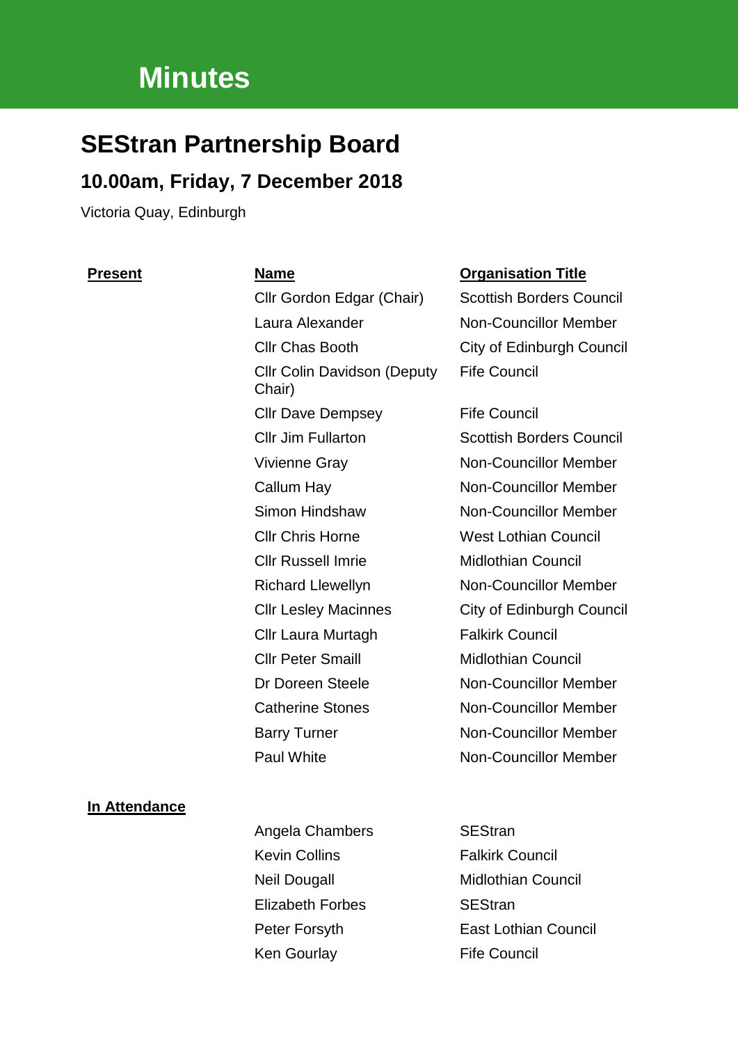# Minutes

## SEStran Partnership Board

### 10.00am, Friday, 7 December 2018

Victoria Quay, Edinburgh

| **Present** | **Name** | **Organisation Title** |
|---|---|---|
| | Cllr Gordon Edgar (Chair) | Scottish Borders Council |
| | Laura Alexander | Non-Councillor Member |
| | Cllr Chas Booth | City of Edinburgh Council |
| | Cllr Colin Davidson (Deputy Chair) | Fife Council |
| | Cllr Dave Dempsey | Fife Council |
| | Cllr Jim Fullarton | Scottish Borders Council |
| | Vivienne Gray | Non-Councillor Member |
| | Callum Hay | Non-Councillor Member |
| | Simon Hindshaw | Non-Councillor Member |
| | Cllr Chris Horne | West Lothian Council |
| | Cllr Russell Imrie | Midlothian Council |
| | Richard Llewellyn | Non-Councillor Member |
| | Cllr Lesley Macinnes | City of Edinburgh Council |
| | Cllr Laura Murtagh | Falkirk Council |
| | Cllr Peter Smaill | Midlothian Council |
| | Dr Doreen Steele | Non-Councillor Member |
| | Catherine Stones | Non-Councillor Member |
| | Barry Turner | Non-Councillor Member |
| | Paul White | Non-Councillor Member |

| **In Attendance** | | |
|---|---|---|
| | Angela Chambers | SEStran |
| | Kevin Collins | Falkirk Council |
| | Neil Dougall | Midlothian Council |
| | Elizabeth Forbes | SEStran |
| | Peter Forsyth | East Lothian Council |
| | Ken Gourlay | Fife Council |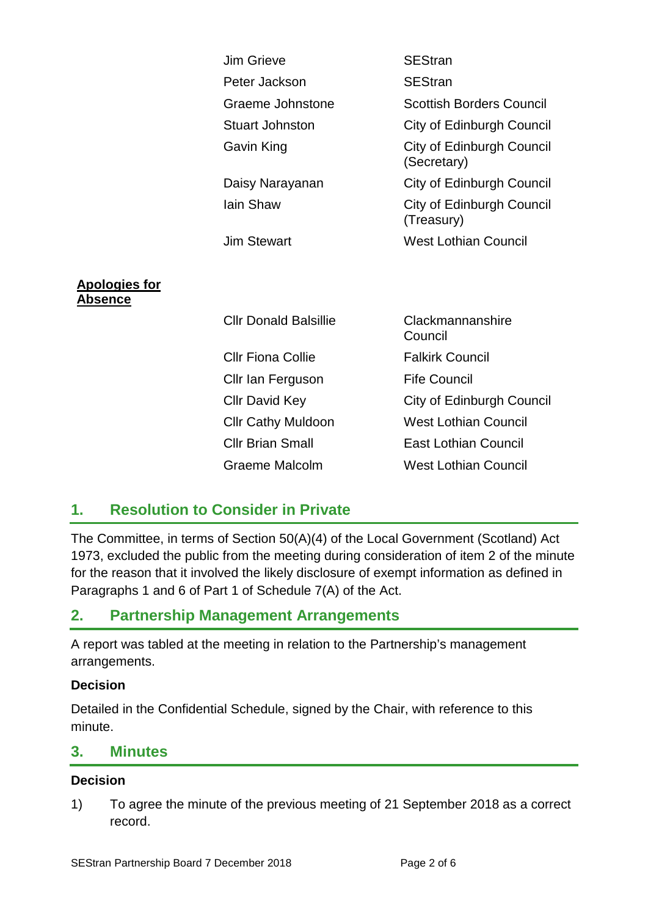| | |
|---|---|
| Jim Grieve | SEStran |
| Peter Jackson | SEStran |
| Graeme Johnstone | Scottish Borders Council |
| Stuart Johnston | City of Edinburgh Council |
| Gavin King | City of Edinburgh Council (Secretary) |
| Daisy Narayanan | City of Edinburgh Council |
| Iain Shaw | City of Edinburgh Council (Treasury) |
| Jim Stewart | West Lothian Council |

**Apologies for Absence**

| | |
|---|---|
| Cllr Donald Balsillie | Clackmannanshire Council |
| Cllr Fiona Collie | Falkirk Council |
| Cllr Ian Ferguson | Fife Council |
| Cllr David Key | City of Edinburgh Council |
| Cllr Cathy Muldoon | West Lothian Council |
| Cllr Brian Small | East Lothian Council |
| Graeme Malcolm | West Lothian Council |

## 1. Resolution to Consider in Private

The Committee, in terms of Section 50(A)(4) of the Local Government (Scotland) Act 1973, excluded the public from the meeting during consideration of item 2 of the minute for the reason that it involved the likely disclosure of exempt information as defined in Paragraphs 1 and 6 of Part 1 of Schedule 7(A) of the Act.

## 2. Partnership Management Arrangements

A report was tabled at the meeting in relation to the Partnership's management arrangements.

**Decision**

Detailed in the Confidential Schedule, signed by the Chair, with reference to this minute.

## 3. Minutes

**Decision**

1) To agree the minute of the previous meeting of 21 September 2018 as a correct record.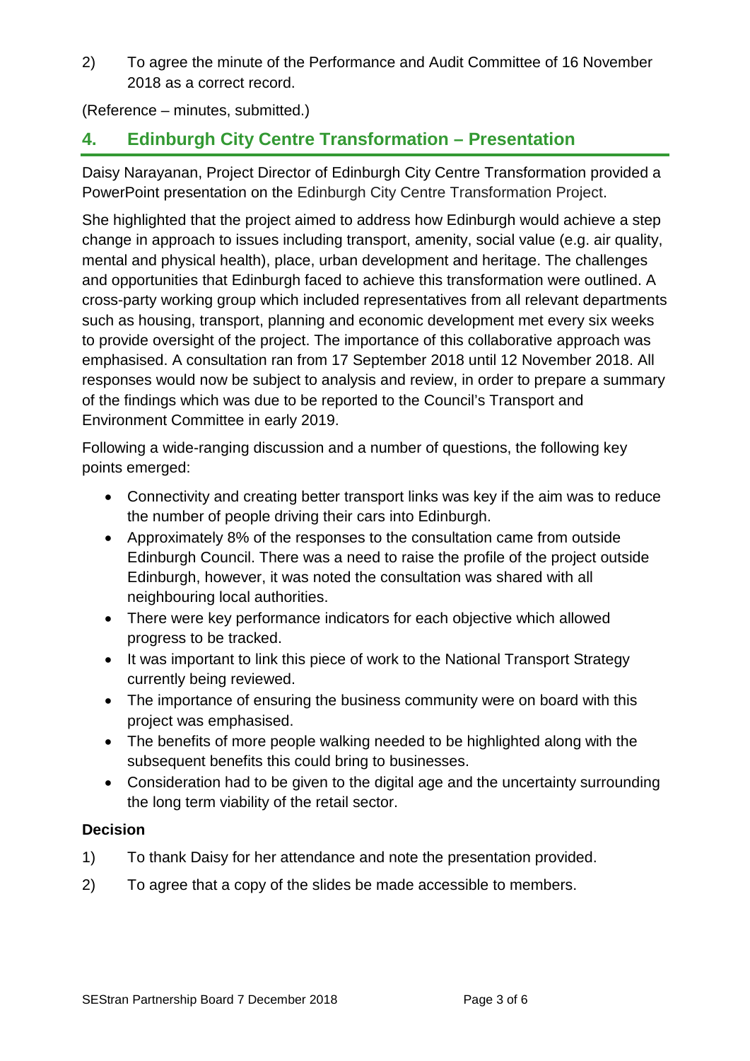2) To agree the minute of the Performance and Audit Committee of 16 November 2018 as a correct record.

(Reference – minutes, submitted.)

## 4. Edinburgh City Centre Transformation – Presentation

Daisy Narayanan, Project Director of Edinburgh City Centre Transformation provided a PowerPoint presentation on the Edinburgh City Centre Transformation Project.

She highlighted that the project aimed to address how Edinburgh would achieve a step change in approach to issues including transport, amenity, social value (e.g. air quality, mental and physical health), place, urban development and heritage. The challenges and opportunities that Edinburgh faced to achieve this transformation were outlined. A cross-party working group which included representatives from all relevant departments such as housing, transport, planning and economic development met every six weeks to provide oversight of the project. The importance of this collaborative approach was emphasised. A consultation ran from 17 September 2018 until 12 November 2018. All responses would now be subject to analysis and review, in order to prepare a summary of the findings which was due to be reported to the Council's Transport and Environment Committee in early 2019.

Following a wide-ranging discussion and a number of questions, the following key points emerged:

- Connectivity and creating better transport links was key if the aim was to reduce the number of people driving their cars into Edinburgh.
- Approximately 8% of the responses to the consultation came from outside Edinburgh Council. There was a need to raise the profile of the project outside Edinburgh, however, it was noted the consultation was shared with all neighbouring local authorities.
- There were key performance indicators for each objective which allowed progress to be tracked.
- It was important to link this piece of work to the National Transport Strategy currently being reviewed.
- The importance of ensuring the business community were on board with this project was emphasised.
- The benefits of more people walking needed to be highlighted along with the subsequent benefits this could bring to businesses.
- Consideration had to be given to the digital age and the uncertainty surrounding the long term viability of the retail sector.

**Decision**

1) To thank Daisy for her attendance and note the presentation provided.

2) To agree that a copy of the slides be made accessible to members.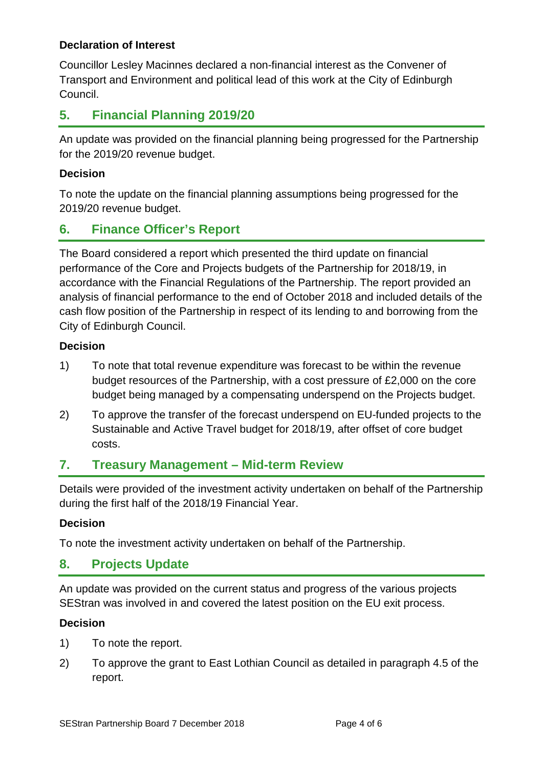**Declaration of Interest**

Councillor Lesley Macinnes declared a non-financial interest as the Convener of Transport and Environment and political lead of this work at the City of Edinburgh Council.

## 5. Financial Planning 2019/20

An update was provided on the financial planning being progressed for the Partnership for the 2019/20 revenue budget.

**Decision**

To note the update on the financial planning assumptions being progressed for the 2019/20 revenue budget.

## 6. Finance Officer's Report

The Board considered a report which presented the third update on financial performance of the Core and Projects budgets of the Partnership for 2018/19, in accordance with the Financial Regulations of the Partnership. The report provided an analysis of financial performance to the end of October 2018 and included details of the cash flow position of the Partnership in respect of its lending to and borrowing from the City of Edinburgh Council.

**Decision**

1) To note that total revenue expenditure was forecast to be within the revenue budget resources of the Partnership, with a cost pressure of £2,000 on the core budget being managed by a compensating underspend on the Projects budget.

2) To approve the transfer of the forecast underspend on EU-funded projects to the Sustainable and Active Travel budget for 2018/19, after offset of core budget costs.

## 7. Treasury Management – Mid-term Review

Details were provided of the investment activity undertaken on behalf of the Partnership during the first half of the 2018/19 Financial Year.

**Decision**

To note the investment activity undertaken on behalf of the Partnership.

## 8. Projects Update

An update was provided on the current status and progress of the various projects SEStran was involved in and covered the latest position on the EU exit process.

**Decision**

1) To note the report.

2) To approve the grant to East Lothian Council as detailed in paragraph 4.5 of the report.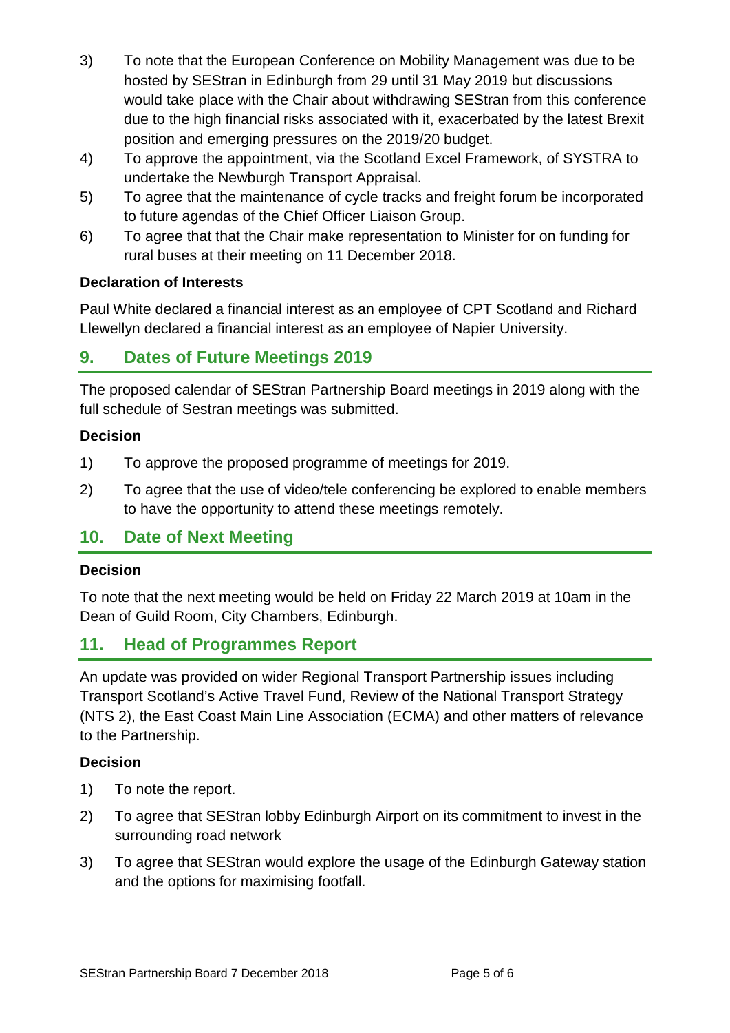3) To note that the European Conference on Mobility Management was due to be hosted by SEStran in Edinburgh from 29 until 31 May 2019 but discussions would take place with the Chair about withdrawing SEStran from this conference due to the high financial risks associated with it, exacerbated by the latest Brexit position and emerging pressures on the 2019/20 budget.
4) To approve the appointment, via the Scotland Excel Framework, of SYSTRA to undertake the Newburgh Transport Appraisal.
5) To agree that the maintenance of cycle tracks and freight forum be incorporated to future agendas of the Chief Officer Liaison Group.
6) To agree that that the Chair make representation to Minister for on funding for rural buses at their meeting on 11 December 2018.

**Declaration of Interests**

Paul White declared a financial interest as an employee of CPT Scotland and Richard Llewellyn declared a financial interest as an employee of Napier University.

## 9. Dates of Future Meetings 2019

The proposed calendar of SEStran Partnership Board meetings in 2019 along with the full schedule of Sestran meetings was submitted.

**Decision**

1) To approve the proposed programme of meetings for 2019.
2) To agree that the use of video/tele conferencing be explored to enable members to have the opportunity to attend these meetings remotely.

## 10. Date of Next Meeting

**Decision**

To note that the next meeting would be held on Friday 22 March 2019 at 10am in the Dean of Guild Room, City Chambers, Edinburgh.

## 11. Head of Programmes Report

An update was provided on wider Regional Transport Partnership issues including Transport Scotland's Active Travel Fund, Review of the National Transport Strategy (NTS 2), the East Coast Main Line Association (ECMA) and other matters of relevance to the Partnership.

**Decision**

1) To note the report.
2) To agree that SEStran lobby Edinburgh Airport on its commitment to invest in the surrounding road network
3) To agree that SEStran would explore the usage of the Edinburgh Gateway station and the options for maximising footfall.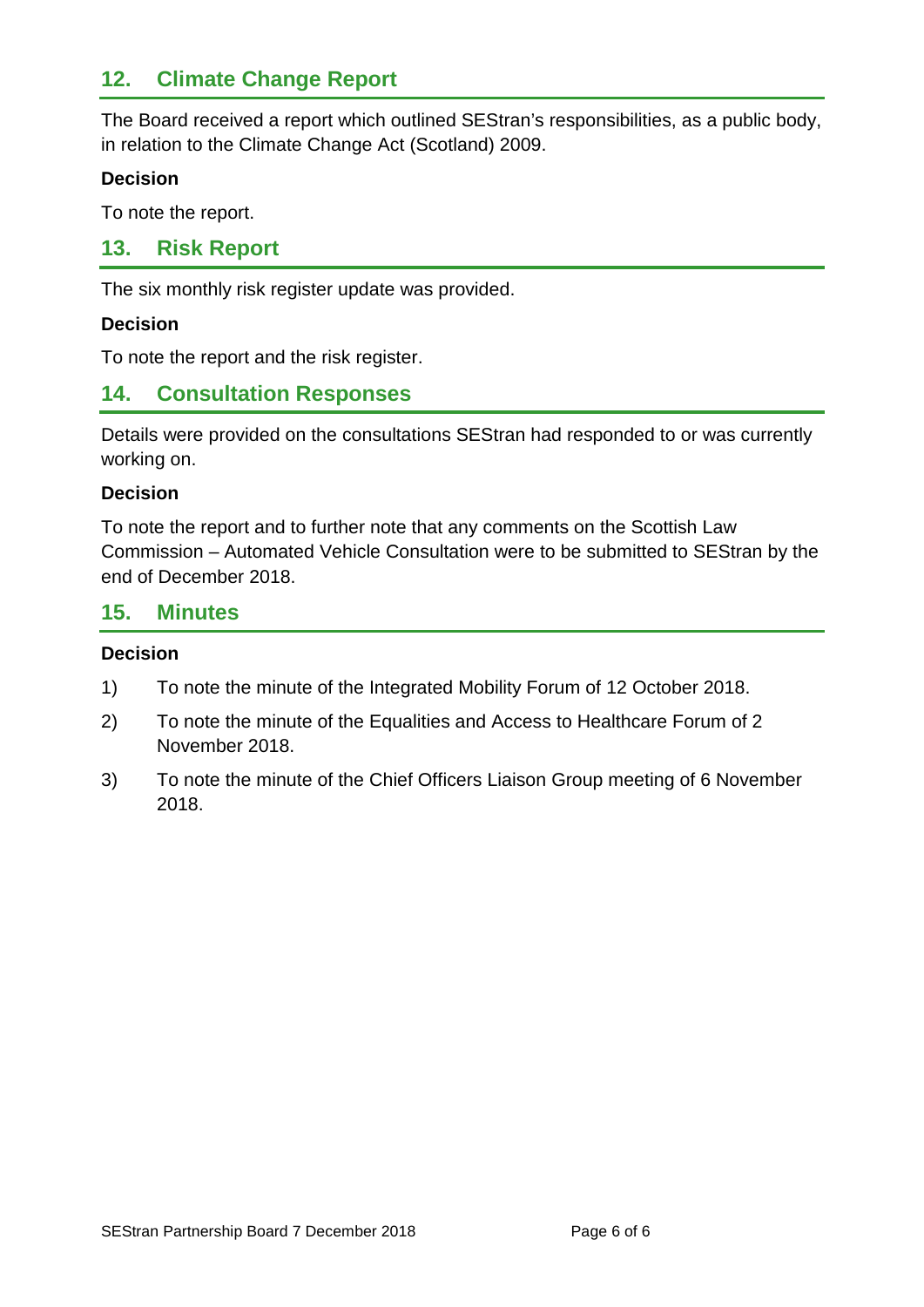## 12. Climate Change Report

The Board received a report which outlined SEStran's responsibilities, as a public body, in relation to the Climate Change Act (Scotland) 2009.

**Decision**

To note the report.

## 13. Risk Report

The six monthly risk register update was provided.

**Decision**

To note the report and the risk register.

## 14. Consultation Responses

Details were provided on the consultations SEStran had responded to or was currently working on.

**Decision**

To note the report and to further note that any comments on the Scottish Law Commission – Automated Vehicle Consultation were to be submitted to SEStran by the end of December 2018.

## 15. Minutes

**Decision**

1) To note the minute of the Integrated Mobility Forum of 12 October 2018.

2) To note the minute of the Equalities and Access to Healthcare Forum of 2 November 2018.

3) To note the minute of the Chief Officers Liaison Group meeting of 6 November 2018.